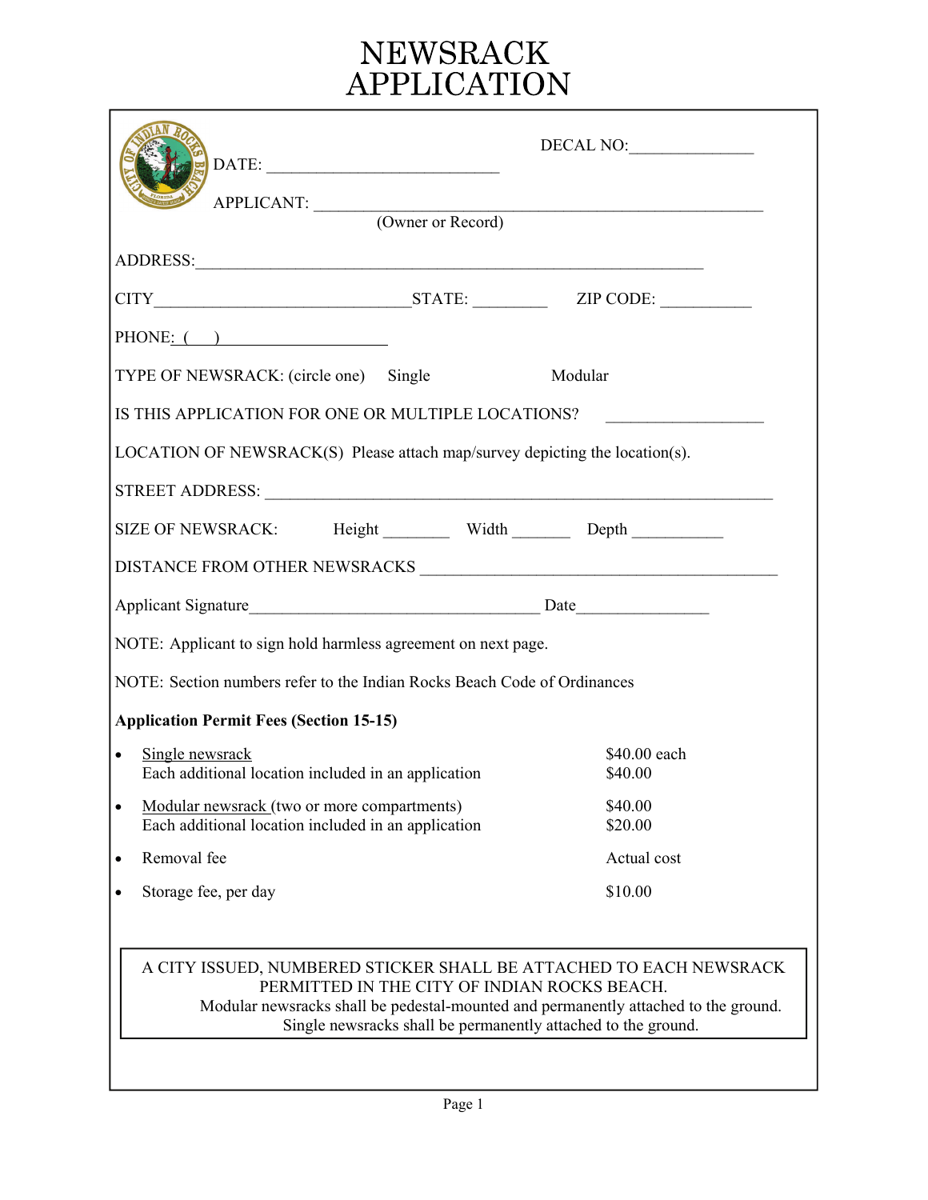# NEWSRACK APPLICATION

DATE: ____________________________

DECAL NO:_______________

APPLICANT: ______________________________________________________
(Owner or Record)

ADDRESS:_____________________________________________________________

CITY______________________________STATE: ________ ZIP CODE: ___________

PHONE: ( ) ____________________

TYPE OF NEWSRACK: (circle one) Single Modular

IS THIS APPLICATION FOR ONE OR MULTIPLE LOCATIONS? __________________

LOCATION OF NEWSRACK(S) Please attach map/survey depicting the location(s).

STREET ADDRESS: _____________________________________________________________

SIZE OF NEWSRACK: Height ________ Width _______ Depth ___________

DISTANCE FROM OTHER NEWSRACKS ___________________________________________

Applicant Signature__________________________________ Date________________

NOTE: Applicant to sign hold harmless agreement on next page.

NOTE: Section numbers refer to the Indian Rocks Beach Code of Ordinances

**Application Permit Fees (Section 15-15)**

- Single newsrack — $40.00 each
  Each additional location included in an application — $40.00
- Modular newsrack (two or more compartments) — $40.00
  Each additional location included in an application — $20.00
- Removal fee — Actual cost
- Storage fee, per day — $10.00

A CITY ISSUED, NUMBERED STICKER SHALL BE ATTACHED TO EACH NEWSRACK PERMITTED IN THE CITY OF INDIAN ROCKS BEACH.
Modular newsracks shall be pedestal-mounted and permanently attached to the ground.
Single newsracks shall be permanently attached to the ground.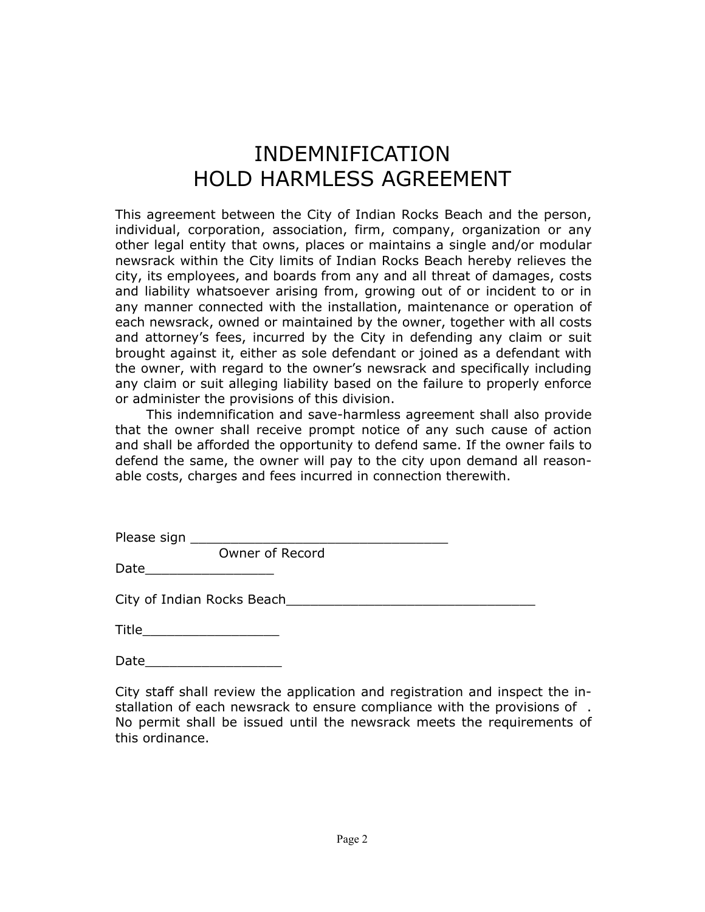# INDEMNIFICATION
# HOLD HARMLESS AGREEMENT

This agreement between the City of Indian Rocks Beach and the person, individual, corporation, association, firm, company, organization or any other legal entity that owns, places or maintains a single and/or modular newsrack within the City limits of Indian Rocks Beach hereby relieves the city, its employees, and boards from any and all threat of damages, costs and liability whatsoever arising from, growing out of or incident to or in any manner connected with the installation, maintenance or operation of each newsrack, owned or maintained by the owner, together with all costs and attorney's fees, incurred by the City in defending any claim or suit brought against it, either as sole defendant or joined as a defendant with the owner, with regard to the owner's newsrack and specifically including any claim or suit alleging liability based on the failure to properly enforce or administer the provisions of this division.

This indemnification and save-harmless agreement shall also provide that the owner shall receive prompt notice of any such cause of action and shall be afforded the opportunity to defend same. If the owner fails to defend the same, the owner will pay to the city upon demand all reasonable costs, charges and fees incurred in connection therewith.

Please sign _________________________________
Owner of Record

Date________________

City of Indian Rocks Beach_______________________________

Title_________________

Date_________________

City staff shall review the application and registration and inspect the installation of each newsrack to ensure compliance with the provisions of . No permit shall be issued until the newsrack meets the requirements of this ordinance.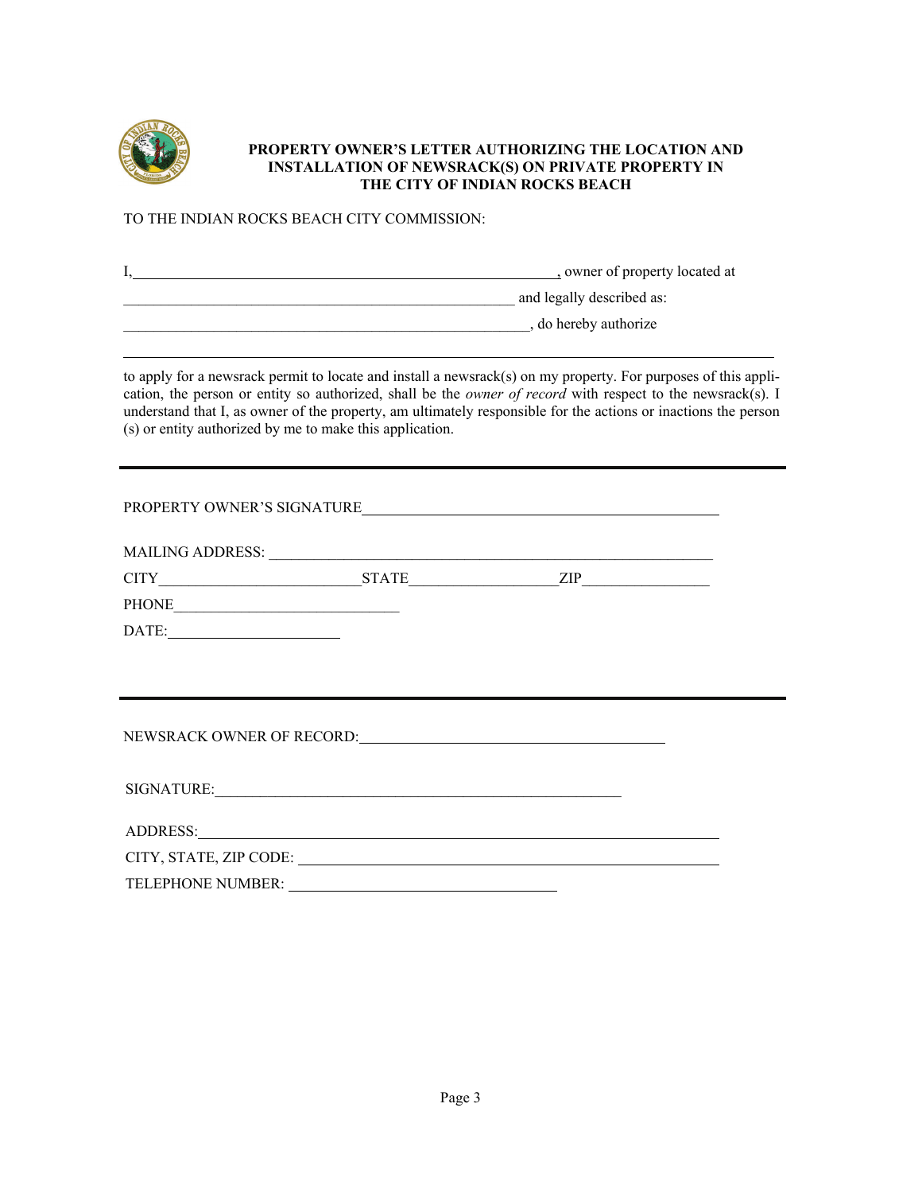**PROPERTY OWNER'S LETTER AUTHORIZING THE LOCATION AND INSTALLATION OF NEWSRACK(S) ON PRIVATE PROPERTY IN THE CITY OF INDIAN ROCKS BEACH**

TO THE INDIAN ROCKS BEACH CITY COMMISSION:

I,\_\_\_\_\_\_\_\_\_\_\_\_\_\_\_\_\_\_\_\_\_\_\_\_\_\_\_\_\_\_\_\_\_\_\_\_\_\_\_\_\_\_\_\_\_\_\_\_\_\_, owner of property located at
\_\_\_\_\_\_\_\_\_\_\_\_\_\_\_\_\_\_\_\_\_\_\_\_\_\_\_\_\_\_\_\_\_\_\_\_\_\_\_\_\_\_\_\_\_\_\_\_\_\_\_\_ and legally described as:
\_\_\_\_\_\_\_\_\_\_\_\_\_\_\_\_\_\_\_\_\_\_\_\_\_\_\_\_\_\_\_\_\_\_\_\_\_\_\_\_\_\_\_\_\_\_\_\_\_\_\_\_\_\_, do hereby authorize
\_\_\_\_\_\_\_\_\_\_\_\_\_\_\_\_\_\_\_\_\_\_\_\_\_\_\_\_\_\_\_\_\_\_\_\_\_\_\_\_\_\_\_\_\_\_\_\_\_\_\_\_\_\_\_\_\_\_\_\_\_\_\_\_\_\_\_\_\_\_\_\_\_\_\_\_\_\_\_\_\_\_\_\_

to apply for a newsrack permit to locate and install a newsrack(s) on my property. For purposes of this application, the person or entity so authorized, shall be the *owner of record* with respect to the newsrack(s). I understand that I, as owner of the property, am ultimately responsible for the actions or inactions the person (s) or entity authorized by me to make this application.

---

PROPERTY OWNER'S SIGNATURE\_\_\_\_\_\_\_\_\_\_\_\_\_\_\_\_\_\_\_\_\_\_\_\_\_\_\_\_\_\_\_\_\_\_\_\_\_\_\_\_\_\_\_\_\_\_

MAILING ADDRESS: \_\_\_\_\_\_\_\_\_\_\_\_\_\_\_\_\_\_\_\_\_\_\_\_\_\_\_\_\_\_\_\_\_\_\_\_\_\_\_\_\_\_\_\_\_\_\_\_\_\_\_\_\_\_\_\_

CITY\_\_\_\_\_\_\_\_\_\_\_\_\_\_\_\_\_\_\_\_\_\_\_\_\_\_\_STATE\_\_\_\_\_\_\_\_\_\_\_\_\_\_\_\_\_\_\_\_ZIP\_\_\_\_\_\_\_\_\_\_\_\_\_\_\_\_\_

PHONE\_\_\_\_\_\_\_\_\_\_\_\_\_\_\_\_\_\_\_\_\_\_\_\_\_\_\_\_\_\_

DATE:\_\_\_\_\_\_\_\_\_\_\_\_\_\_\_\_\_\_\_\_\_\_\_

---

NEWSRACK OWNER OF RECORD:\_\_\_\_\_\_\_\_\_\_\_\_\_\_\_\_\_\_\_\_\_\_\_\_\_\_\_\_\_\_\_\_\_\_\_\_\_\_\_\_

SIGNATURE:\_\_\_\_\_\_\_\_\_\_\_\_\_\_\_\_\_\_\_\_\_\_\_\_\_\_\_\_\_\_\_\_\_\_\_\_\_\_\_\_\_\_\_\_\_\_\_\_\_\_\_\_\_\_\_

ADDRESS:\_\_\_\_\_\_\_\_\_\_\_\_\_\_\_\_\_\_\_\_\_\_\_\_\_\_\_\_\_\_\_\_\_\_\_\_\_\_\_\_\_\_\_\_\_\_\_\_\_\_\_\_\_\_\_\_\_\_\_\_\_\_\_\_\_\_

CITY, STATE, ZIP CODE: \_\_\_\_\_\_\_\_\_\_\_\_\_\_\_\_\_\_\_\_\_\_\_\_\_\_\_\_\_\_\_\_\_\_\_\_\_\_\_\_\_\_\_\_\_\_\_\_\_\_\_\_\_

TELEPHONE NUMBER: \_\_\_\_\_\_\_\_\_\_\_\_\_\_\_\_\_\_\_\_\_\_\_\_\_\_\_\_\_\_\_\_\_\_\_\_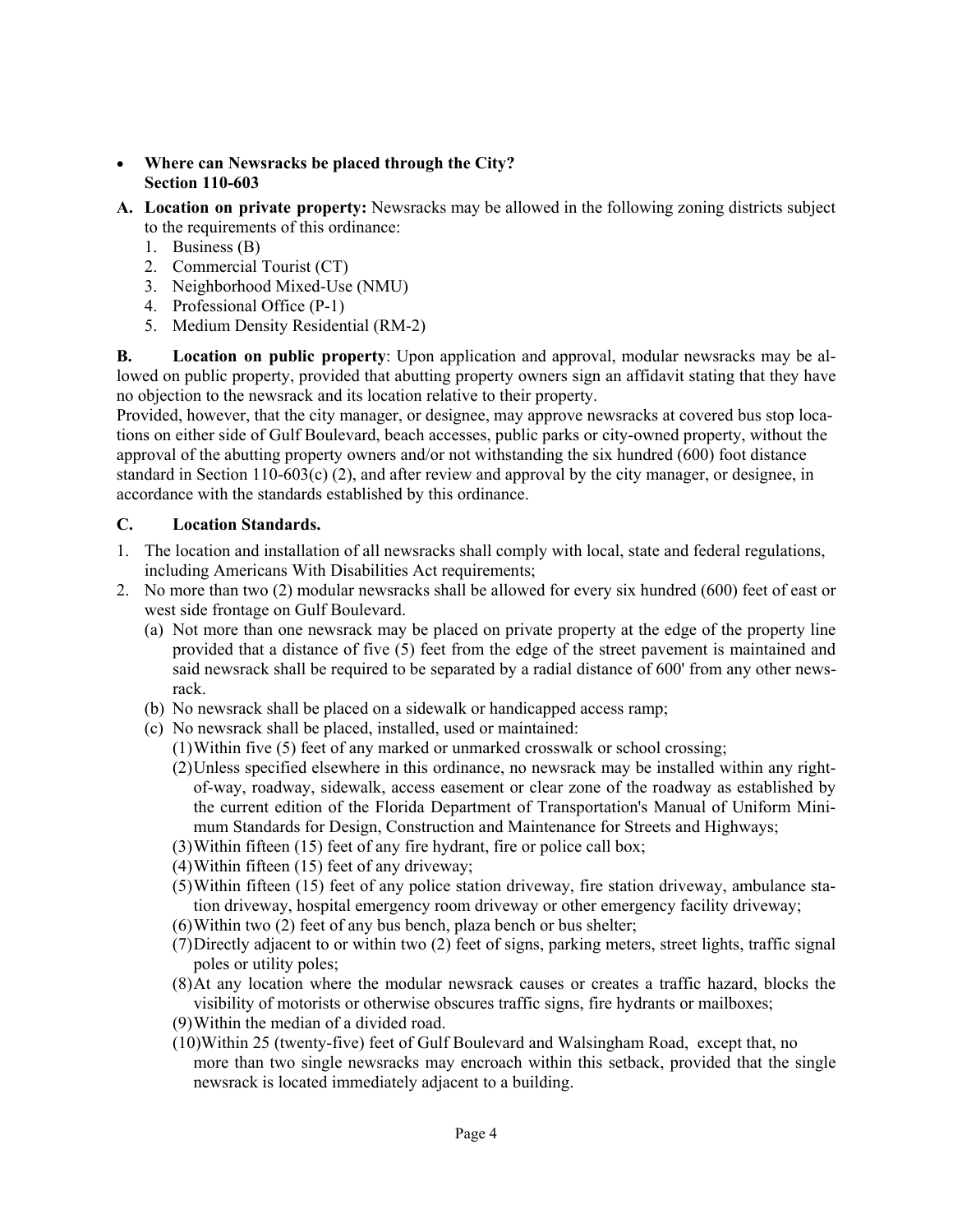- **Where can Newsracks be placed through the City?**
  **Section 110-603**

**A. Location on private property:** Newsracks may be allowed in the following zoning districts subject to the requirements of this ordinance:

1. Business (B)
2. Commercial Tourist (CT)
3. Neighborhood Mixed-Use (NMU)
4. Professional Office (P-1)
5. Medium Density Residential (RM-2)

**B. Location on public property**: Upon application and approval, modular newsracks may be allowed on public property, provided that abutting property owners sign an affidavit stating that they have no objection to the newsrack and its location relative to their property.

Provided, however, that the city manager, or designee, may approve newsracks at covered bus stop locations on either side of Gulf Boulevard, beach accesses, public parks or city-owned property, without the approval of the abutting property owners and/or not withstanding the six hundred (600) foot distance standard in Section 110-603(c) (2), and after review and approval by the city manager, or designee, in accordance with the standards established by this ordinance.

**C. Location Standards.**

1. The location and installation of all newsracks shall comply with local, state and federal regulations, including Americans With Disabilities Act requirements;
2. No more than two (2) modular newsracks shall be allowed for every six hundred (600) feet of east or west side frontage on Gulf Boulevard.
   (a) Not more than one newsrack may be placed on private property at the edge of the property line provided that a distance of five (5) feet from the edge of the street pavement is maintained and said newsrack shall be required to be separated by a radial distance of 600' from any other newsrack.
   (b) No newsrack shall be placed on a sidewalk or handicapped access ramp;
   (c) No newsrack shall be placed, installed, used or maintained:
      (1) Within five (5) feet of any marked or unmarked crosswalk or school crossing;
      (2) Unless specified elsewhere in this ordinance, no newsrack may be installed within any right-of-way, roadway, sidewalk, access easement or clear zone of the roadway as established by the current edition of the Florida Department of Transportation's Manual of Uniform Minimum Standards for Design, Construction and Maintenance for Streets and Highways;
      (3) Within fifteen (15) feet of any fire hydrant, fire or police call box;
      (4) Within fifteen (15) feet of any driveway;
      (5) Within fifteen (15) feet of any police station driveway, fire station driveway, ambulance station driveway, hospital emergency room driveway or other emergency facility driveway;
      (6) Within two (2) feet of any bus bench, plaza bench or bus shelter;
      (7) Directly adjacent to or within two (2) feet of signs, parking meters, street lights, traffic signal poles or utility poles;
      (8) At any location where the modular newsrack causes or creates a traffic hazard, blocks the visibility of motorists or otherwise obscures traffic signs, fire hydrants or mailboxes;
      (9) Within the median of a divided road.
      (10) Within 25 (twenty-five) feet of Gulf Boulevard and Walsingham Road, except that, no more than two single newsracks may encroach within this setback, provided that the single newsrack is located immediately adjacent to a building.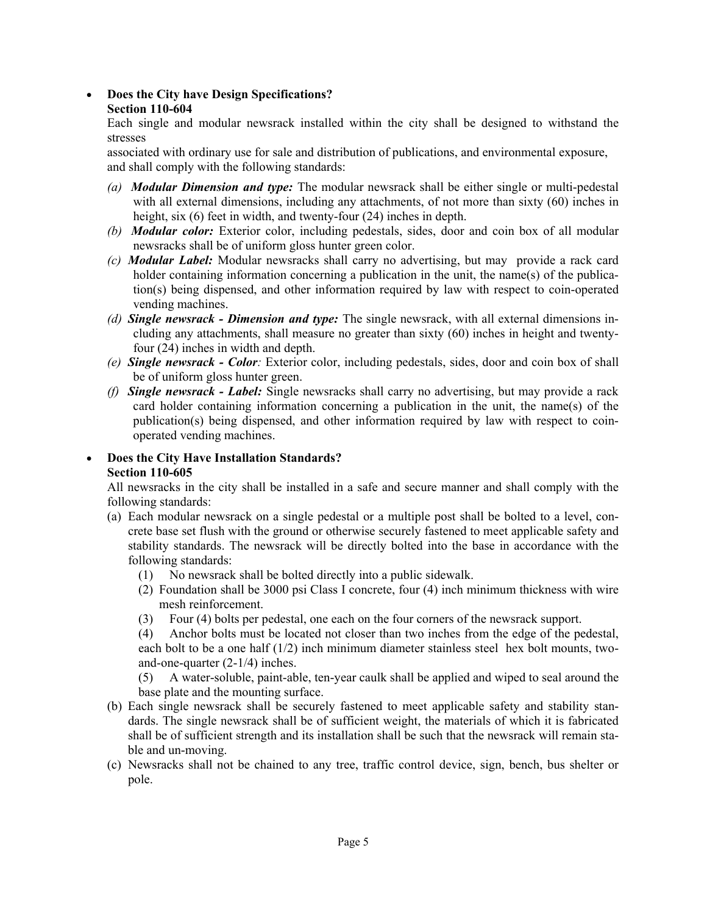- **Does the City have Design Specifications?**
  **Section 110-604**

  Each single and modular newsrack installed within the city shall be designed to withstand the stresses associated with ordinary use for sale and distribution of publications, and environmental exposure, and shall comply with the following standards:

  *(a)* ***Modular Dimension and type:*** The modular newsrack shall be either single or multi-pedestal with all external dimensions, including any attachments, of not more than sixty (60) inches in height, six (6) feet in width, and twenty-four (24) inches in depth.

  *(b)* ***Modular color:*** Exterior color, including pedestals, sides, door and coin box of all modular newsracks shall be of uniform gloss hunter green color.

  *(c)* ***Modular Label:*** Modular newsracks shall carry no advertising, but may provide a rack card holder containing information concerning a publication in the unit, the name(s) of the publication(s) being dispensed, and other information required by law with respect to coin-operated vending machines.

  *(d)* ***Single newsrack - Dimension and type:*** The single newsrack, with all external dimensions including any attachments, shall measure no greater than sixty (60) inches in height and twenty-four (24) inches in width and depth.

  *(e)* ***Single newsrack - Color****:* Exterior color, including pedestals, sides, door and coin box of shall be of uniform gloss hunter green.

  *(f)* ***Single newsrack - Label:*** Single newsracks shall carry no advertising, but may provide a rack card holder containing information concerning a publication in the unit, the name(s) of the publication(s) being dispensed, and other information required by law with respect to coin-operated vending machines.

- **Does the City Have Installation Standards?**
  **Section 110-605**

  All newsracks in the city shall be installed in a safe and secure manner and shall comply with the following standards:

  (a) Each modular newsrack on a single pedestal or a multiple post shall be bolted to a level, concrete base set flush with the ground or otherwise securely fastened to meet applicable safety and stability standards. The newsrack will be directly bolted into the base in accordance with the following standards:

    (1) No newsrack shall be bolted directly into a public sidewalk.

    (2) Foundation shall be 3000 psi Class I concrete, four (4) inch minimum thickness with wire mesh reinforcement.

    (3) Four (4) bolts per pedestal, one each on the four corners of the newsrack support.

    (4) Anchor bolts must be located not closer than two inches from the edge of the pedestal, each bolt to be a one half (1/2) inch minimum diameter stainless steel hex bolt mounts, two-and-one-quarter (2-1/4) inches.

    (5) A water-soluble, paint-able, ten-year caulk shall be applied and wiped to seal around the base plate and the mounting surface.

  (b) Each single newsrack shall be securely fastened to meet applicable safety and stability standards. The single newsrack shall be of sufficient weight, the materials of which it is fabricated shall be of sufficient strength and its installation shall be such that the newsrack will remain stable and un-moving.

  (c) Newsracks shall not be chained to any tree, traffic control device, sign, bench, bus shelter or pole.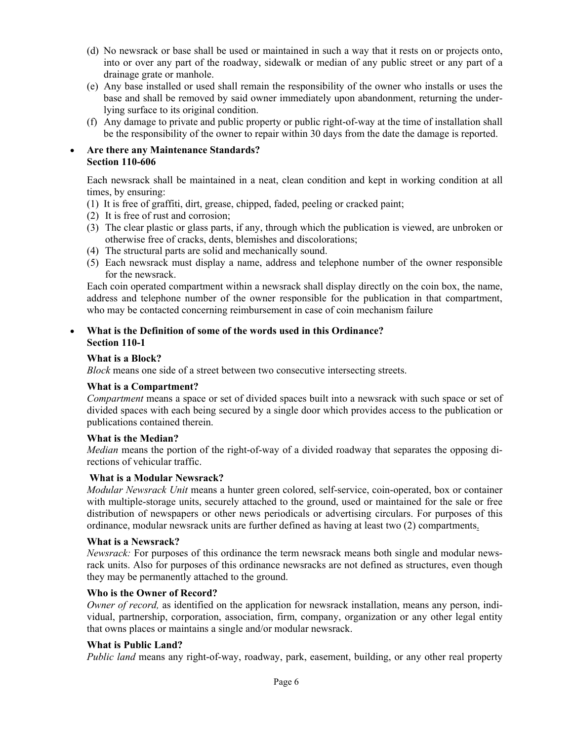(d) No newsrack or base shall be used or maintained in such a way that it rests on or projects onto, into or over any part of the roadway, sidewalk or median of any public street or any part of a drainage grate or manhole.

(e) Any base installed or used shall remain the responsibility of the owner who installs or uses the base and shall be removed by said owner immediately upon abandonment, returning the underlying surface to its original condition.

(f) Any damage to private and public property or public right-of-way at the time of installation shall be the responsibility of the owner to repair within 30 days from the date the damage is reported.

- **Are there any Maintenance Standards? Section 110-606**

  Each newsrack shall be maintained in a neat, clean condition and kept in working condition at all times, by ensuring:

  (1) It is free of graffiti, dirt, grease, chipped, faded, peeling or cracked paint;
  (2) It is free of rust and corrosion;
  (3) The clear plastic or glass parts, if any, through which the publication is viewed, are unbroken or otherwise free of cracks, dents, blemishes and discolorations;
  (4) The structural parts are solid and mechanically sound.
  (5) Each newsrack must display a name, address and telephone number of the owner responsible for the newsrack.

  Each coin operated compartment within a newsrack shall display directly on the coin box, the name, address and telephone number of the owner responsible for the publication in that compartment, who may be contacted concerning reimbursement in case of coin mechanism failure

- **What is the Definition of some of the words used in this Ordinance? Section 110-1**

  **What is a Block?**
  *Block* means one side of a street between two consecutive intersecting streets.

  **What is a Compartment?**
  *Compartment* means a space or set of divided spaces built into a newsrack with such space or set of divided spaces with each being secured by a single door which provides access to the publication or publications contained therein.

  **What is the Median?**
  *Median* means the portion of the right-of-way of a divided roadway that separates the opposing directions of vehicular traffic.

  **What is a Modular Newsrack?**
  *Modular Newsrack Unit* means a hunter green colored, self-service, coin-operated, box or container with multiple-storage units, securely attached to the ground, used or maintained for the sale or free distribution of newspapers or other news periodicals or advertising circulars. For purposes of this ordinance, modular newsrack units are further defined as having at least two (2) compartments.

  **What is a Newsrack?**
  *Newsrack:* For purposes of this ordinance the term newsrack means both single and modular newsrack units. Also for purposes of this ordinance newsracks are not defined as structures, even though they may be permanently attached to the ground.

  **Who is the Owner of Record?**
  *Owner of record,* as identified on the application for newsrack installation, means any person, individual, partnership, corporation, association, firm, company, organization or any other legal entity that owns places or maintains a single and/or modular newsrack.

  **What is Public Land?**
  *Public land* means any right-of-way, roadway, park, easement, building, or any other real property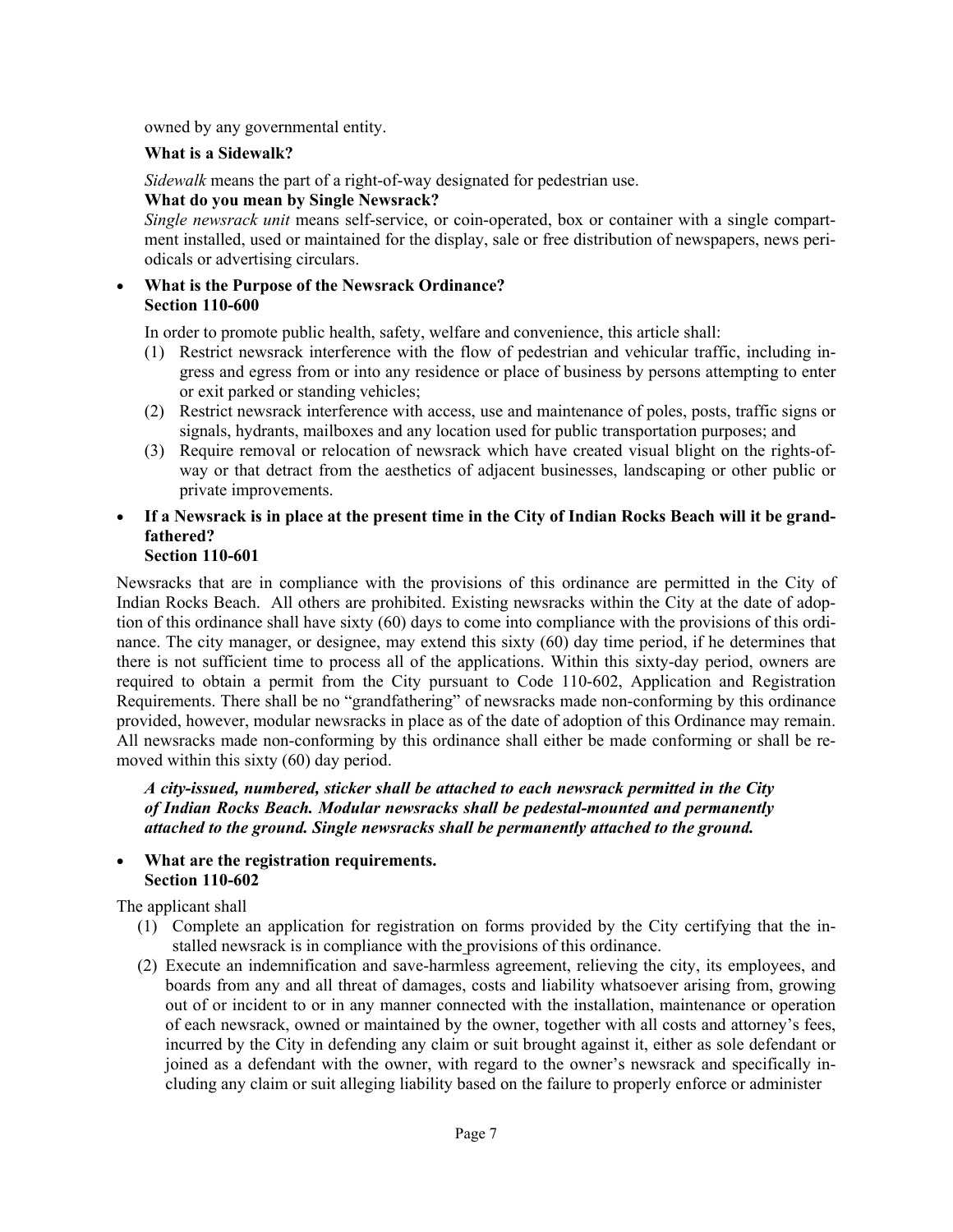owned by any governmental entity.

**What is a Sidewalk?**

*Sidewalk* means the part of a right-of-way designated for pedestrian use.

**What do you mean by Single Newsrack?**

*Single newsrack unit* means self-service, or coin-operated, box or container with a single compartment installed, used or maintained for the display, sale or free distribution of newspapers, news periodicals or advertising circulars.

- **What is the Purpose of the Newsrack Ordinance?**
  **Section 110-600**

In order to promote public health, safety, welfare and convenience, this article shall:

(1) Restrict newsrack interference with the flow of pedestrian and vehicular traffic, including ingress and egress from or into any residence or place of business by persons attempting to enter or exit parked or standing vehicles;

(2) Restrict newsrack interference with access, use and maintenance of poles, posts, traffic signs or signals, hydrants, mailboxes and any location used for public transportation purposes; and

(3) Require removal or relocation of newsrack which have created visual blight on the rights-of-way or that detract from the aesthetics of adjacent businesses, landscaping or other public or private improvements.

- **If a Newsrack is in place at the present time in the City of Indian Rocks Beach will it be grandfathered?**
  **Section 110-601**

Newsracks that are in compliance with the provisions of this ordinance are permitted in the City of Indian Rocks Beach. All others are prohibited. Existing newsracks within the City at the date of adoption of this ordinance shall have sixty (60) days to come into compliance with the provisions of this ordinance. The city manager, or designee, may extend this sixty (60) day time period, if he determines that there is not sufficient time to process all of the applications. Within this sixty-day period, owners are required to obtain a permit from the City pursuant to Code 110-602, Application and Registration Requirements. There shall be no "grandfathering" of newsracks made non-conforming by this ordinance provided, however, modular newsracks in place as of the date of adoption of this Ordinance may remain. All newsracks made non-conforming by this ordinance shall either be made conforming or shall be removed within this sixty (60) day period.

***A city-issued, numbered, sticker shall be attached to each newsrack permitted in the City of Indian Rocks Beach. Modular newsracks shall be pedestal-mounted and permanently attached to the ground. Single newsracks shall be permanently attached to the ground.***

- **What are the registration requirements.**
  **Section 110-602**

The applicant shall

(1) Complete an application for registration on forms provided by the City certifying that the installed newsrack is in compliance with the provisions of this ordinance.

(2) Execute an indemnification and save-harmless agreement, relieving the city, its employees, and boards from any and all threat of damages, costs and liability whatsoever arising from, growing out of or incident to or in any manner connected with the installation, maintenance or operation of each newsrack, owned or maintained by the owner, together with all costs and attorney's fees, incurred by the City in defending any claim or suit brought against it, either as sole defendant or joined as a defendant with the owner, with regard to the owner's newsrack and specifically including any claim or suit alleging liability based on the failure to properly enforce or administer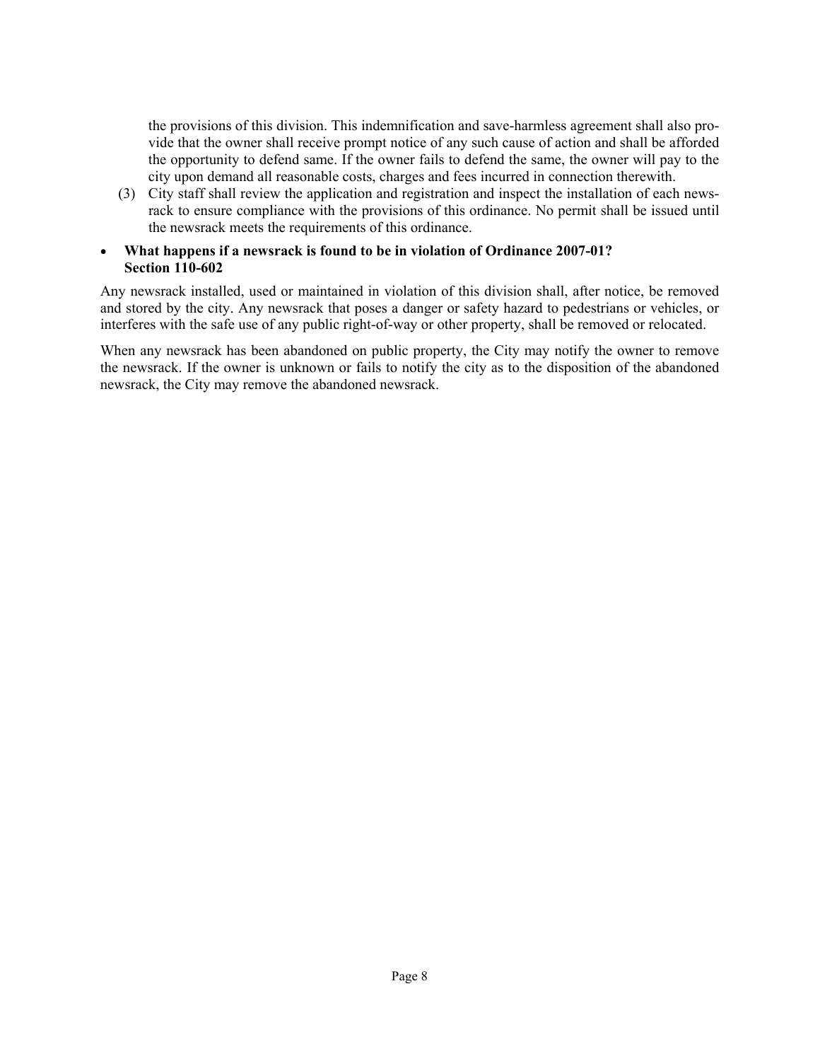the provisions of this division. This indemnification and save-harmless agreement shall also provide that the owner shall receive prompt notice of any such cause of action and shall be afforded the opportunity to defend same. If the owner fails to defend the same, the owner will pay to the city upon demand all reasonable costs, charges and fees incurred in connection therewith.

(3) City staff shall review the application and registration and inspect the installation of each newsrack to ensure compliance with the provisions of this ordinance. No permit shall be issued until the newsrack meets the requirements of this ordinance.

- **What happens if a newsrack is found to be in violation of Ordinance 2007-01? Section 110-602**

Any newsrack installed, used or maintained in violation of this division shall, after notice, be removed and stored by the city. Any newsrack that poses a danger or safety hazard to pedestrians or vehicles, or interferes with the safe use of any public right-of-way or other property, shall be removed or relocated.

When any newsrack has been abandoned on public property, the City may notify the owner to remove the newsrack. If the owner is unknown or fails to notify the city as to the disposition of the abandoned newsrack, the City may remove the abandoned newsrack.